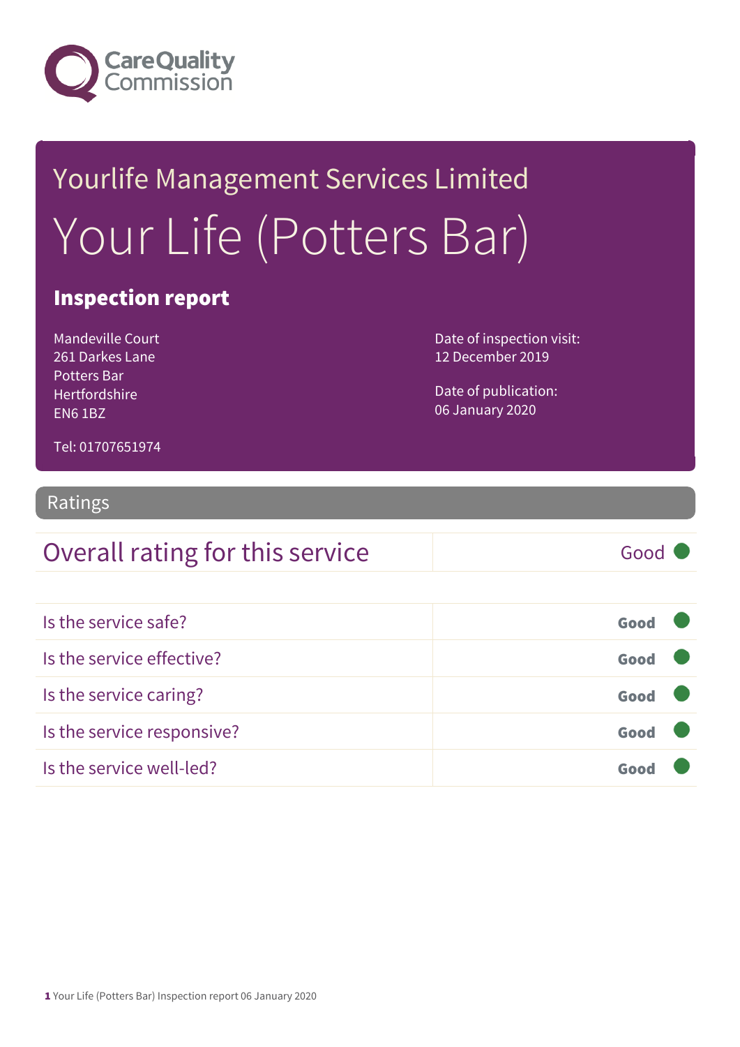Care Quality Commission

# Yourlife Management Services Limited

# Your Life (Potters Bar)

## Inspection report

Mandeville Court
261 Darkes Lane
Potters Bar
Hertfordshire
EN6 1BZ

Tel: 01707651974

Date of inspection visit:
12 December 2019

Date of publication:
06 January 2020

## Ratings

| Overall rating for this service | Good |
|---|---|

| | |
|---|---|
| Is the service safe? | Good |
| Is the service effective? | Good |
| Is the service caring? | Good |
| Is the service responsive? | Good |
| Is the service well-led? | Good |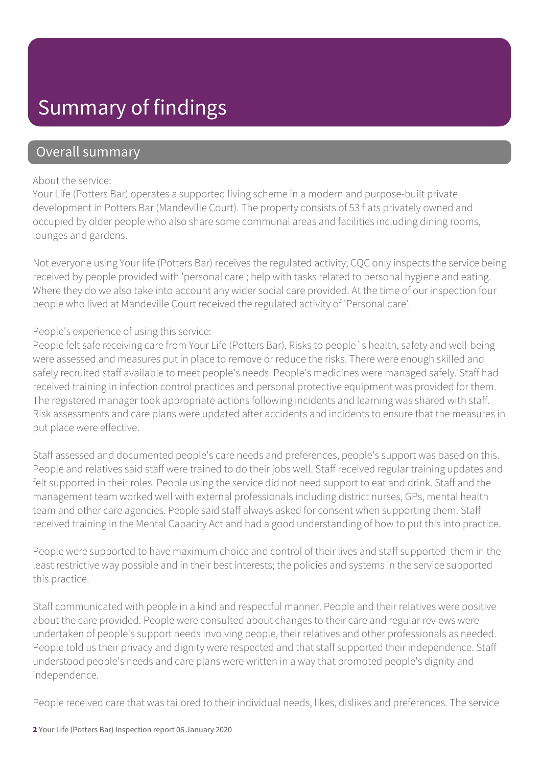# Summary of findings

## Overall summary

About the service:
Your Life (Potters Bar) operates a supported living scheme in a modern and purpose-built private development in Potters Bar (Mandeville Court). The property consists of 53 flats privately owned and occupied by older people who also share some communal areas and facilities including dining rooms, lounges and gardens.

Not everyone using Your life (Potters Bar) receives the regulated activity; CQC only inspects the service being received by people provided with 'personal care'; help with tasks related to personal hygiene and eating. Where they do we also take into account any wider social care provided. At the time of our inspection four people who lived at Mandeville Court received the regulated activity of 'Personal care'.

People's experience of using this service:
People felt safe receiving care from Your Life (Potters Bar). Risks to people`s health, safety and well-being were assessed and measures put in place to remove or reduce the risks. There were enough skilled and safely recruited staff available to meet people's needs. People's medicines were managed safely. Staff had received training in infection control practices and personal protective equipment was provided for them. The registered manager took appropriate actions following incidents and learning was shared with staff. Risk assessments and care plans were updated after accidents and incidents to ensure that the measures in put place were effective.

Staff assessed and documented people's care needs and preferences, people's support was based on this. People and relatives said staff were trained to do their jobs well. Staff received regular training updates and felt supported in their roles. People using the service did not need support to eat and drink. Staff and the management team worked well with external professionals including district nurses, GPs, mental health team and other care agencies. People said staff always asked for consent when supporting them. Staff received training in the Mental Capacity Act and had a good understanding of how to put this into practice.

People were supported to have maximum choice and control of their lives and staff supported them in the least restrictive way possible and in their best interests; the policies and systems in the service supported this practice.

Staff communicated with people in a kind and respectful manner. People and their relatives were positive about the care provided. People were consulted about changes to their care and regular reviews were undertaken of people's support needs involving people, their relatives and other professionals as needed. People told us their privacy and dignity were respected and that staff supported their independence. Staff understood people's needs and care plans were written in a way that promoted people's dignity and independence.

People received care that was tailored to their individual needs, likes, dislikes and preferences. The service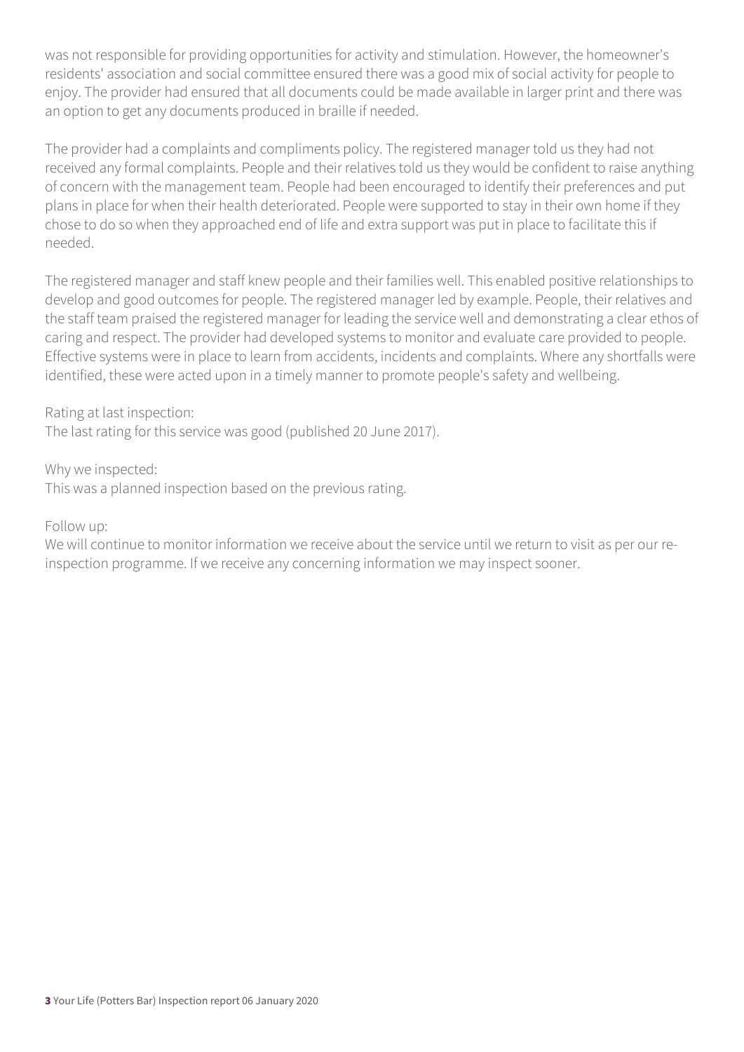was not responsible for providing opportunities for activity and stimulation. However, the homeowner's residents' association and social committee ensured there was a good mix of social activity for people to enjoy. The provider had ensured that all documents could be made available in larger print and there was an option to get any documents produced in braille if needed.

The provider had a complaints and compliments policy. The registered manager told us they had not received any formal complaints. People and their relatives told us they would be confident to raise anything of concern with the management team. People had been encouraged to identify their preferences and put plans in place for when their health deteriorated. People were supported to stay in their own home if they chose to do so when they approached end of life and extra support was put in place to facilitate this if needed.

The registered manager and staff knew people and their families well. This enabled positive relationships to develop and good outcomes for people. The registered manager led by example. People, their relatives and the staff team praised the registered manager for leading the service well and demonstrating a clear ethos of caring and respect. The provider had developed systems to monitor and evaluate care provided to people. Effective systems were in place to learn from accidents, incidents and complaints. Where any shortfalls were identified, these were acted upon in a timely manner to promote people's safety and wellbeing.

Rating at last inspection:
The last rating for this service was good (published 20 June 2017).

Why we inspected:
This was a planned inspection based on the previous rating.

Follow up:
We will continue to monitor information we receive about the service until we return to visit as per our re-inspection programme. If we receive any concerning information we may inspect sooner.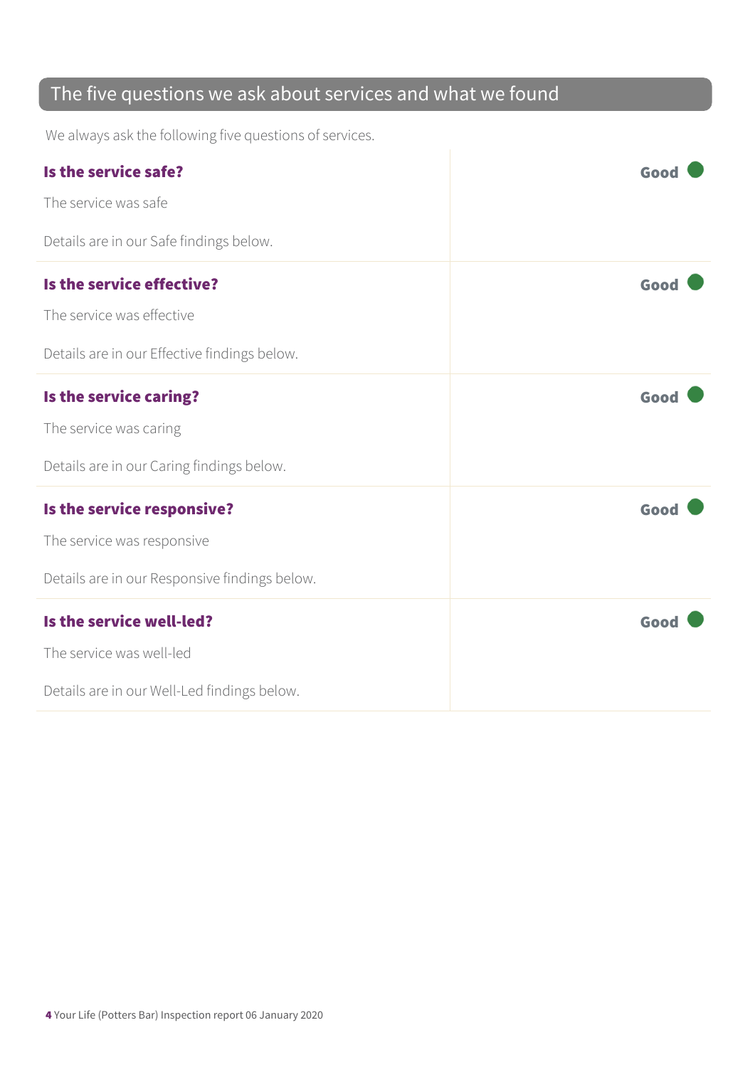## The five questions we ask about services and what we found

We always ask the following five questions of services.

| | |
|---|---|
| **Is the service safe?**<br><br>The service was safe<br><br>Details are in our Safe findings below. | **Good** |
| **Is the service effective?**<br><br>The service was effective<br><br>Details are in our Effective findings below. | **Good** |
| **Is the service caring?**<br><br>The service was caring<br><br>Details are in our Caring findings below. | **Good** |
| **Is the service responsive?**<br><br>The service was responsive<br><br>Details are in our Responsive findings below. | **Good** |
| **Is the service well-led?**<br><br>The service was well-led<br><br>Details are in our Well-Led findings below. | **Good** |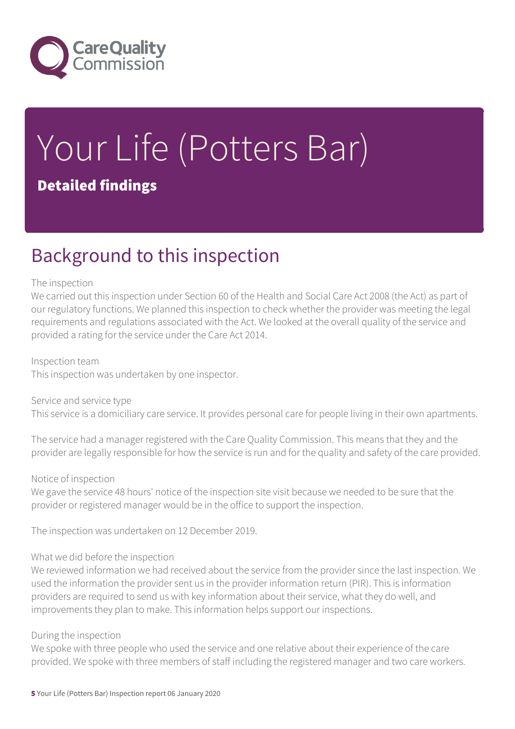# Your Life (Potters Bar)

## Detailed findings

## Background to this inspection

The inspection

We carried out this inspection under Section 60 of the Health and Social Care Act 2008 (the Act) as part of our regulatory functions. We planned this inspection to check whether the provider was meeting the legal requirements and regulations associated with the Act. We looked at the overall quality of the service and provided a rating for the service under the Care Act 2014.

Inspection team

This inspection was undertaken by one inspector.

Service and service type

This service is a domiciliary care service. It provides personal care for people living in their own apartments.

The service had a manager registered with the Care Quality Commission. This means that they and the provider are legally responsible for how the service is run and for the quality and safety of the care provided.

Notice of inspection

We gave the service 48 hours' notice of the inspection site visit because we needed to be sure that the provider or registered manager would be in the office to support the inspection.

The inspection was undertaken on 12 December 2019.

What we did before the inspection

We reviewed information we had received about the service from the provider since the last inspection. We used the information the provider sent us in the provider information return (PIR). This is information providers are required to send us with key information about their service, what they do well, and improvements they plan to make. This information helps support our inspections.

During the inspection

We spoke with three people who used the service and one relative about their experience of the care provided. We spoke with three members of staff including the registered manager and two care workers.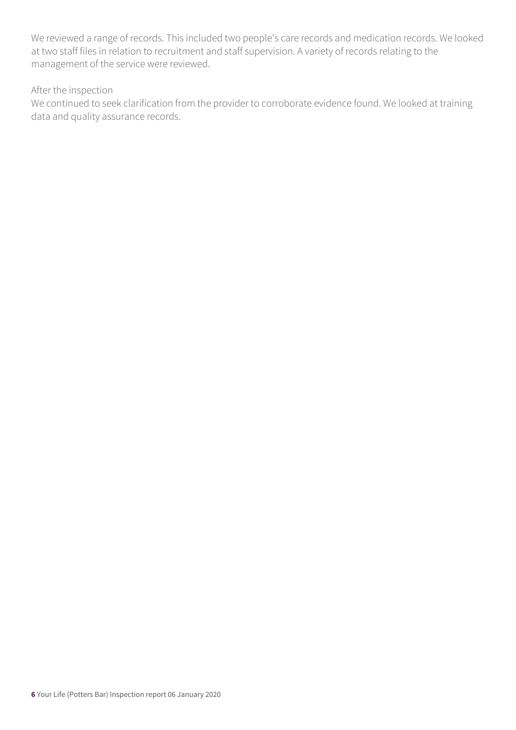We reviewed a range of records. This included two people's care records and medication records. We looked at two staff files in relation to recruitment and staff supervision. A variety of records relating to the management of the service were reviewed.

After the inspection

We continued to seek clarification from the provider to corroborate evidence found. We looked at training data and quality assurance records.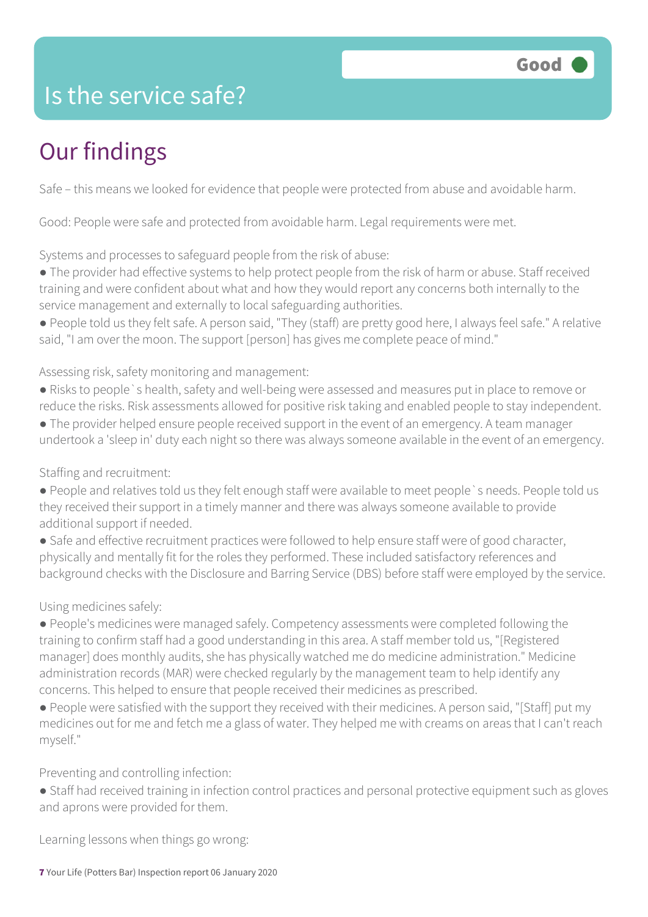# Is the service safe?

**Good**

## Our findings

Safe – this means we looked for evidence that people were protected from abuse and avoidable harm.

Good: People were safe and protected from avoidable harm. Legal requirements were met.

Systems and processes to safeguard people from the risk of abuse:

- The provider had effective systems to help protect people from the risk of harm or abuse. Staff received training and were confident about what and how they would report any concerns both internally to the service management and externally to local safeguarding authorities.
- People told us they felt safe. A person said, "They (staff) are pretty good here, I always feel safe." A relative said, "I am over the moon. The support [person] has gives me complete peace of mind."

Assessing risk, safety monitoring and management:

- Risks to people`s health, safety and well-being were assessed and measures put in place to remove or reduce the risks. Risk assessments allowed for positive risk taking and enabled people to stay independent.
- The provider helped ensure people received support in the event of an emergency. A team manager undertook a 'sleep in' duty each night so there was always someone available in the event of an emergency.

Staffing and recruitment:

- People and relatives told us they felt enough staff were available to meet people`s needs. People told us they received their support in a timely manner and there was always someone available to provide additional support if needed.
- Safe and effective recruitment practices were followed to help ensure staff were of good character, physically and mentally fit for the roles they performed. These included satisfactory references and background checks with the Disclosure and Barring Service (DBS) before staff were employed by the service.

Using medicines safely:

- People's medicines were managed safely. Competency assessments were completed following the training to confirm staff had a good understanding in this area. A staff member told us, "[Registered manager] does monthly audits, she has physically watched me do medicine administration." Medicine administration records (MAR) were checked regularly by the management team to help identify any concerns. This helped to ensure that people received their medicines as prescribed.
- People were satisfied with the support they received with their medicines. A person said, "[Staff] put my medicines out for me and fetch me a glass of water. They helped me with creams on areas that I can't reach myself."

Preventing and controlling infection:

- Staff had received training in infection control practices and personal protective equipment such as gloves and aprons were provided for them.

Learning lessons when things go wrong: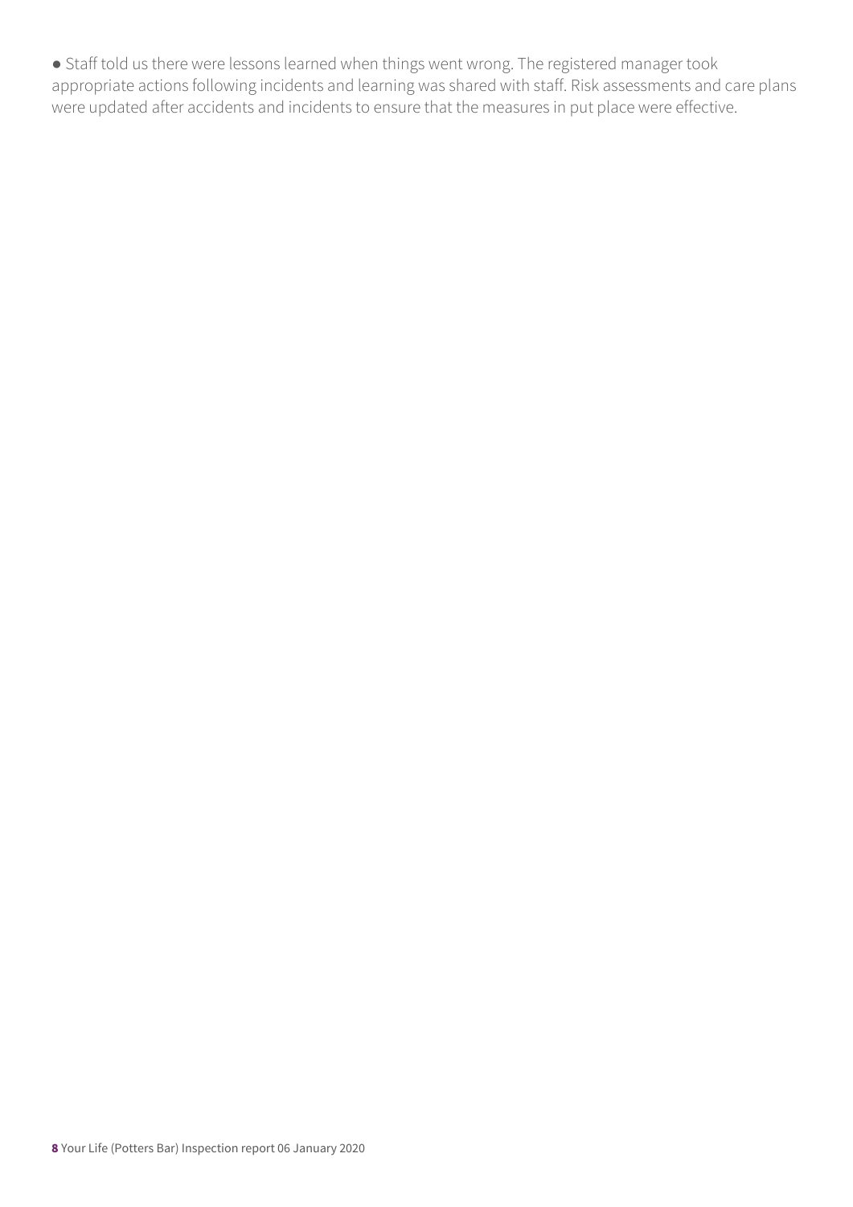- Staff told us there were lessons learned when things went wrong. The registered manager took appropriate actions following incidents and learning was shared with staff. Risk assessments and care plans were updated after accidents and incidents to ensure that the measures in put place were effective.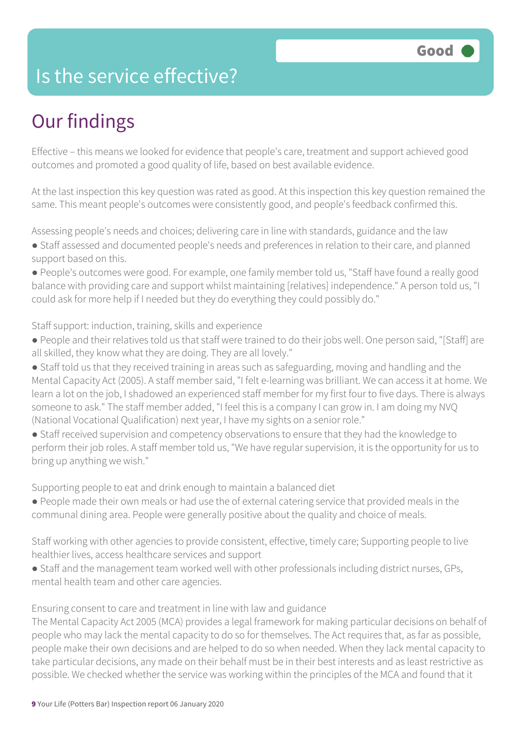# Is the service effective?

Good

## Our findings

Effective – this means we looked for evidence that people's care, treatment and support achieved good outcomes and promoted a good quality of life, based on best available evidence.

At the last inspection this key question was rated as good. At this inspection this key question remained the same. This meant people's outcomes were consistently good, and people's feedback confirmed this.

Assessing people's needs and choices; delivering care in line with standards, guidance and the law

- Staff assessed and documented people's needs and preferences in relation to their care, and planned support based on this.
- People's outcomes were good. For example, one family member told us, "Staff have found a really good balance with providing care and support whilst maintaining [relatives] independence." A person told us, "I could ask for more help if I needed but they do everything they could possibly do."

Staff support: induction, training, skills and experience

- People and their relatives told us that staff were trained to do their jobs well. One person said, "[Staff] are all skilled, they know what they are doing. They are all lovely."
- Staff told us that they received training in areas such as safeguarding, moving and handling and the Mental Capacity Act (2005). A staff member said, "I felt e-learning was brilliant. We can access it at home. We learn a lot on the job, I shadowed an experienced staff member for my first four to five days. There is always someone to ask." The staff member added, "I feel this is a company I can grow in. I am doing my NVQ (National Vocational Qualification) next year, I have my sights on a senior role."
- Staff received supervision and competency observations to ensure that they had the knowledge to perform their job roles. A staff member told us, "We have regular supervision, it is the opportunity for us to bring up anything we wish."

Supporting people to eat and drink enough to maintain a balanced diet

- People made their own meals or had use the of external catering service that provided meals in the communal dining area. People were generally positive about the quality and choice of meals.

Staff working with other agencies to provide consistent, effective, timely care; Supporting people to live healthier lives, access healthcare services and support

- Staff and the management team worked well with other professionals including district nurses, GPs, mental health team and other care agencies.

Ensuring consent to care and treatment in line with law and guidance

The Mental Capacity Act 2005 (MCA) provides a legal framework for making particular decisions on behalf of people who may lack the mental capacity to do so for themselves. The Act requires that, as far as possible, people make their own decisions and are helped to do so when needed. When they lack mental capacity to take particular decisions, any made on their behalf must be in their best interests and as least restrictive as possible. We checked whether the service was working within the principles of the MCA and found that it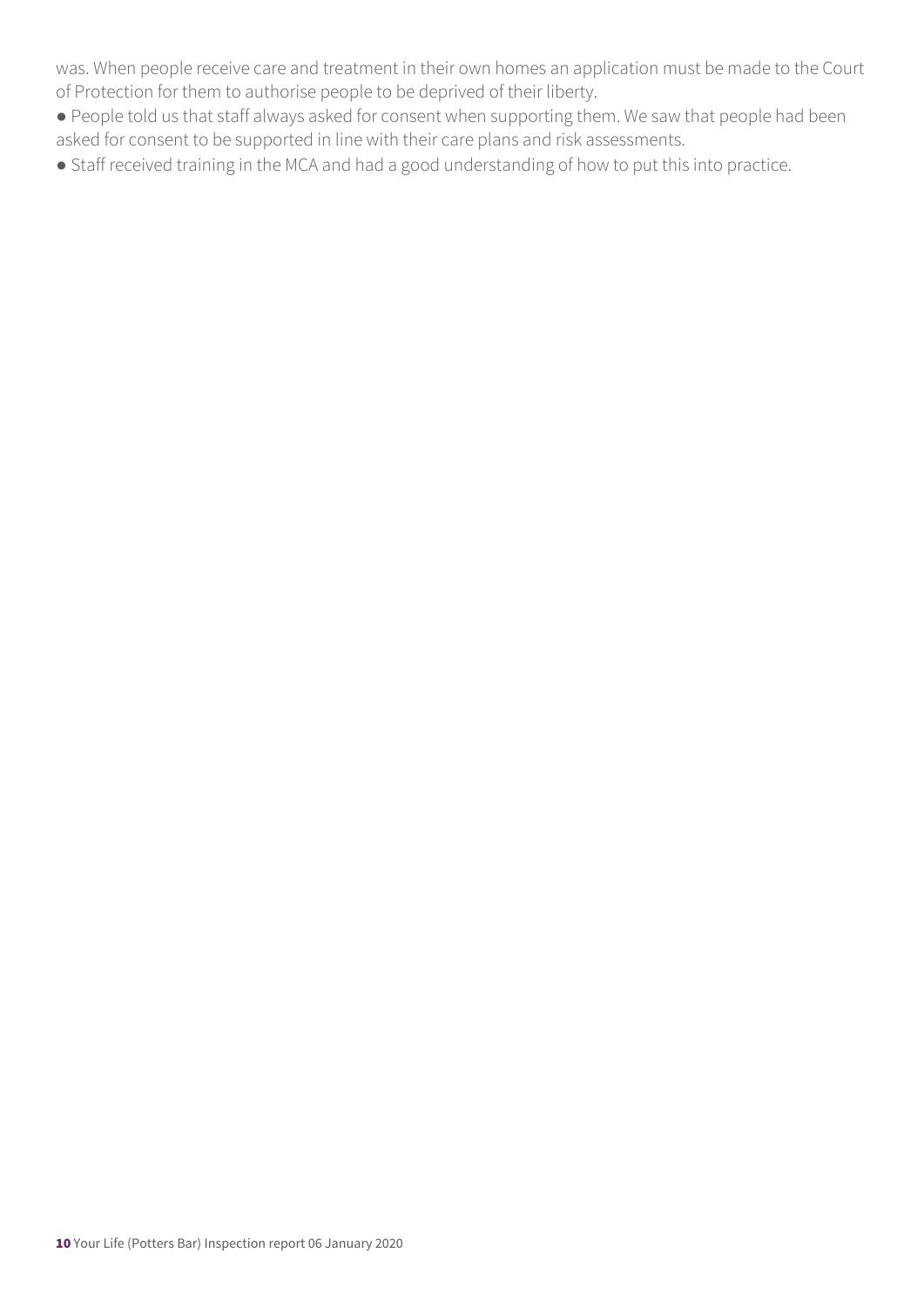was. When people receive care and treatment in their own homes an application must be made to the Court of Protection for them to authorise people to be deprived of their liberty.

- People told us that staff always asked for consent when supporting them. We saw that people had been asked for consent to be supported in line with their care plans and risk assessments.
- Staff received training in the MCA and had a good understanding of how to put this into practice.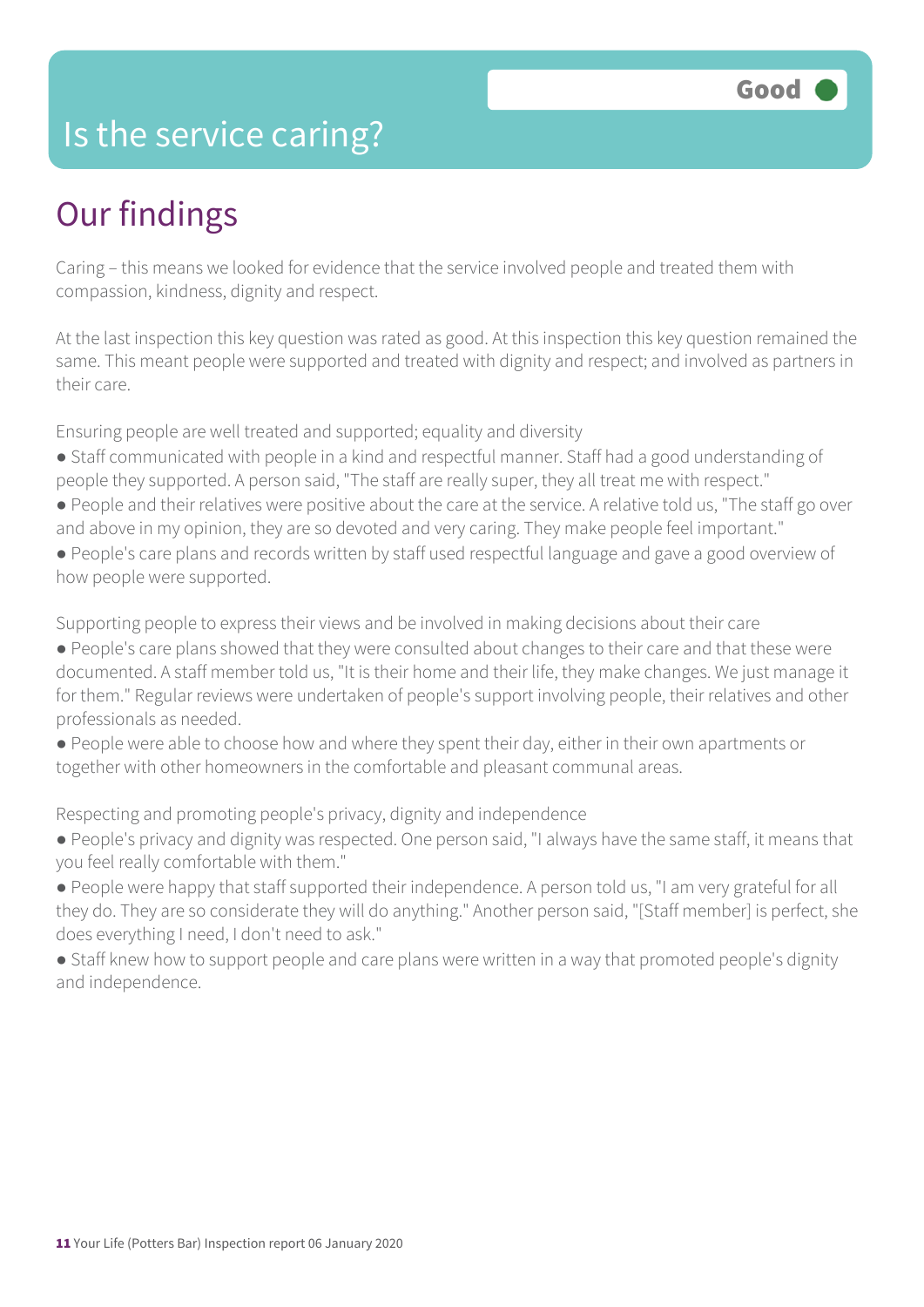# Is the service caring?

Good

## Our findings

Caring – this means we looked for evidence that the service involved people and treated them with compassion, kindness, dignity and respect.

At the last inspection this key question was rated as good. At this inspection this key question remained the same. This meant people were supported and treated with dignity and respect; and involved as partners in their care.

Ensuring people are well treated and supported; equality and diversity

- Staff communicated with people in a kind and respectful manner. Staff had a good understanding of people they supported. A person said, "The staff are really super, they all treat me with respect."
- People and their relatives were positive about the care at the service. A relative told us, "The staff go over and above in my opinion, they are so devoted and very caring. They make people feel important."
- People's care plans and records written by staff used respectful language and gave a good overview of how people were supported.

Supporting people to express their views and be involved in making decisions about their care

- People's care plans showed that they were consulted about changes to their care and that these were documented. A staff member told us, "It is their home and their life, they make changes. We just manage it for them." Regular reviews were undertaken of people's support involving people, their relatives and other professionals as needed.
- People were able to choose how and where they spent their day, either in their own apartments or together with other homeowners in the comfortable and pleasant communal areas.

Respecting and promoting people's privacy, dignity and independence

- People's privacy and dignity was respected. One person said, "I always have the same staff, it means that you feel really comfortable with them."
- People were happy that staff supported their independence. A person told us, "I am very grateful for all they do. They are so considerate they will do anything." Another person said, "[Staff member] is perfect, she does everything I need, I don't need to ask."
- Staff knew how to support people and care plans were written in a way that promoted people's dignity and independence.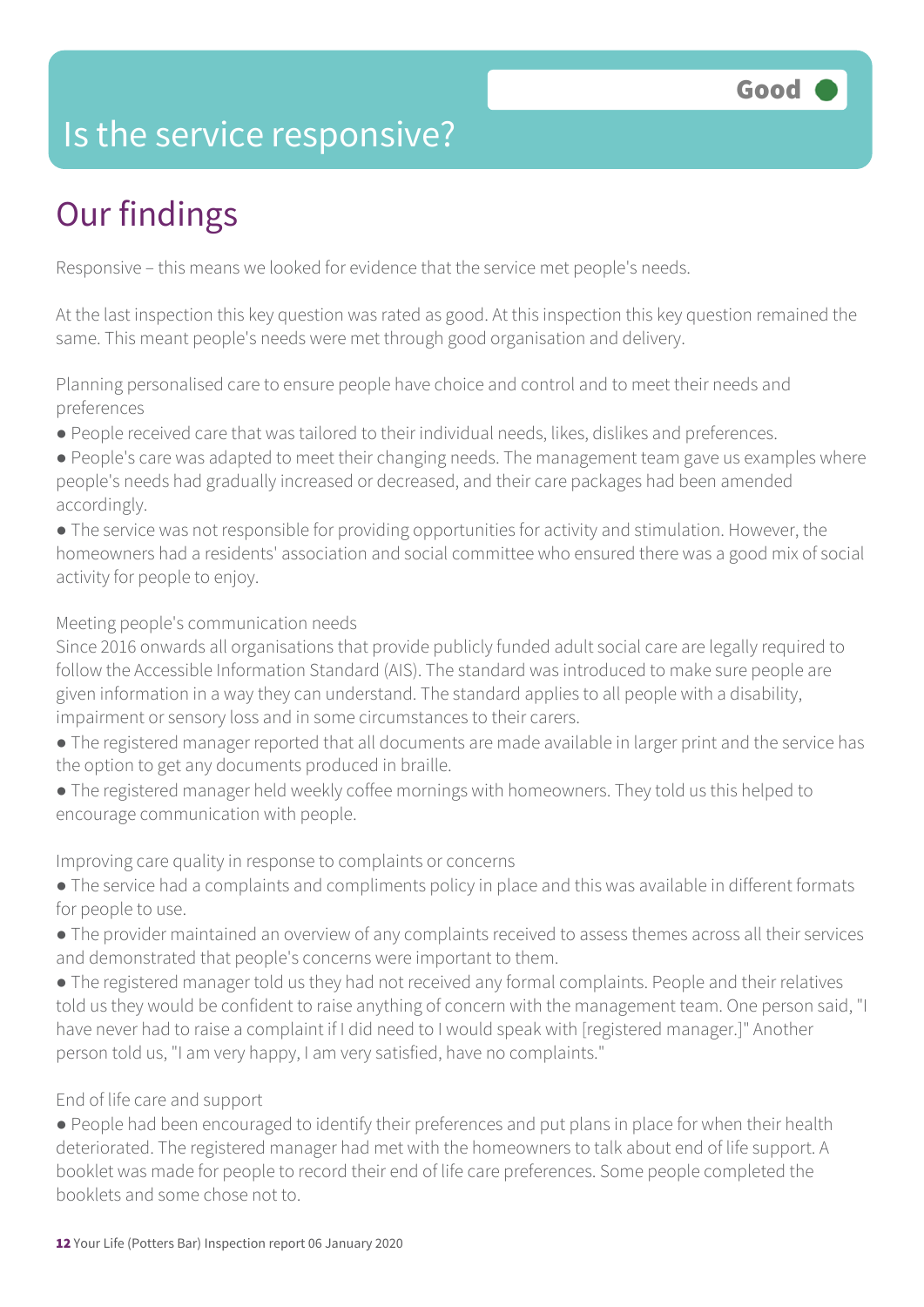# Is the service responsive?

**Good**

## Our findings

Responsive – this means we looked for evidence that the service met people's needs.

At the last inspection this key question was rated as good. At this inspection this key question remained the same. This meant people's needs were met through good organisation and delivery.

Planning personalised care to ensure people have choice and control and to meet their needs and preferences

- People received care that was tailored to their individual needs, likes, dislikes and preferences.
- People's care was adapted to meet their changing needs. The management team gave us examples where people's needs had gradually increased or decreased, and their care packages had been amended accordingly.
- The service was not responsible for providing opportunities for activity and stimulation. However, the homeowners had a residents' association and social committee who ensured there was a good mix of social activity for people to enjoy.

Meeting people's communication needs

Since 2016 onwards all organisations that provide publicly funded adult social care are legally required to follow the Accessible Information Standard (AIS). The standard was introduced to make sure people are given information in a way they can understand. The standard applies to all people with a disability, impairment or sensory loss and in some circumstances to their carers.

- The registered manager reported that all documents are made available in larger print and the service has the option to get any documents produced in braille.
- The registered manager held weekly coffee mornings with homeowners. They told us this helped to encourage communication with people.

Improving care quality in response to complaints or concerns

- The service had a complaints and compliments policy in place and this was available in different formats for people to use.
- The provider maintained an overview of any complaints received to assess themes across all their services and demonstrated that people's concerns were important to them.
- The registered manager told us they had not received any formal complaints. People and their relatives told us they would be confident to raise anything of concern with the management team. One person said, "I have never had to raise a complaint if I did need to I would speak with [registered manager.]" Another person told us, "I am very happy, I am very satisfied, have no complaints."

End of life care and support

- People had been encouraged to identify their preferences and put plans in place for when their health deteriorated. The registered manager had met with the homeowners to talk about end of life support. A booklet was made for people to record their end of life care preferences. Some people completed the booklets and some chose not to.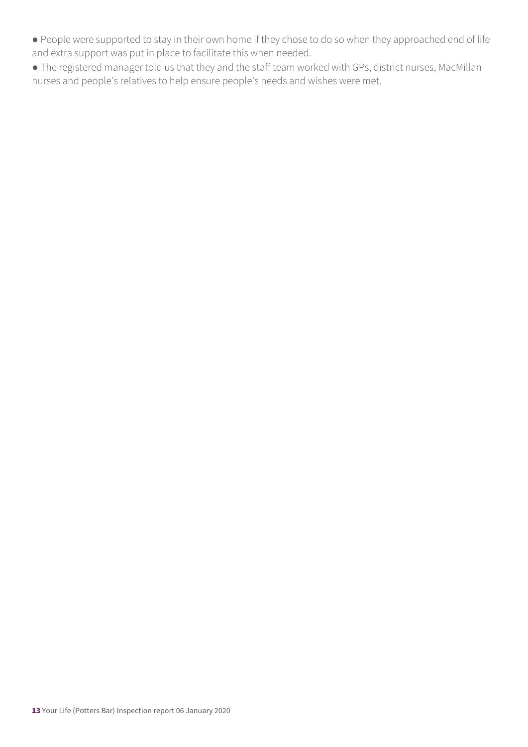- People were supported to stay in their own home if they chose to do so when they approached end of life and extra support was put in place to facilitate this when needed.
- The registered manager told us that they and the staff team worked with GPs, district nurses, MacMillan nurses and people's relatives to help ensure people's needs and wishes were met.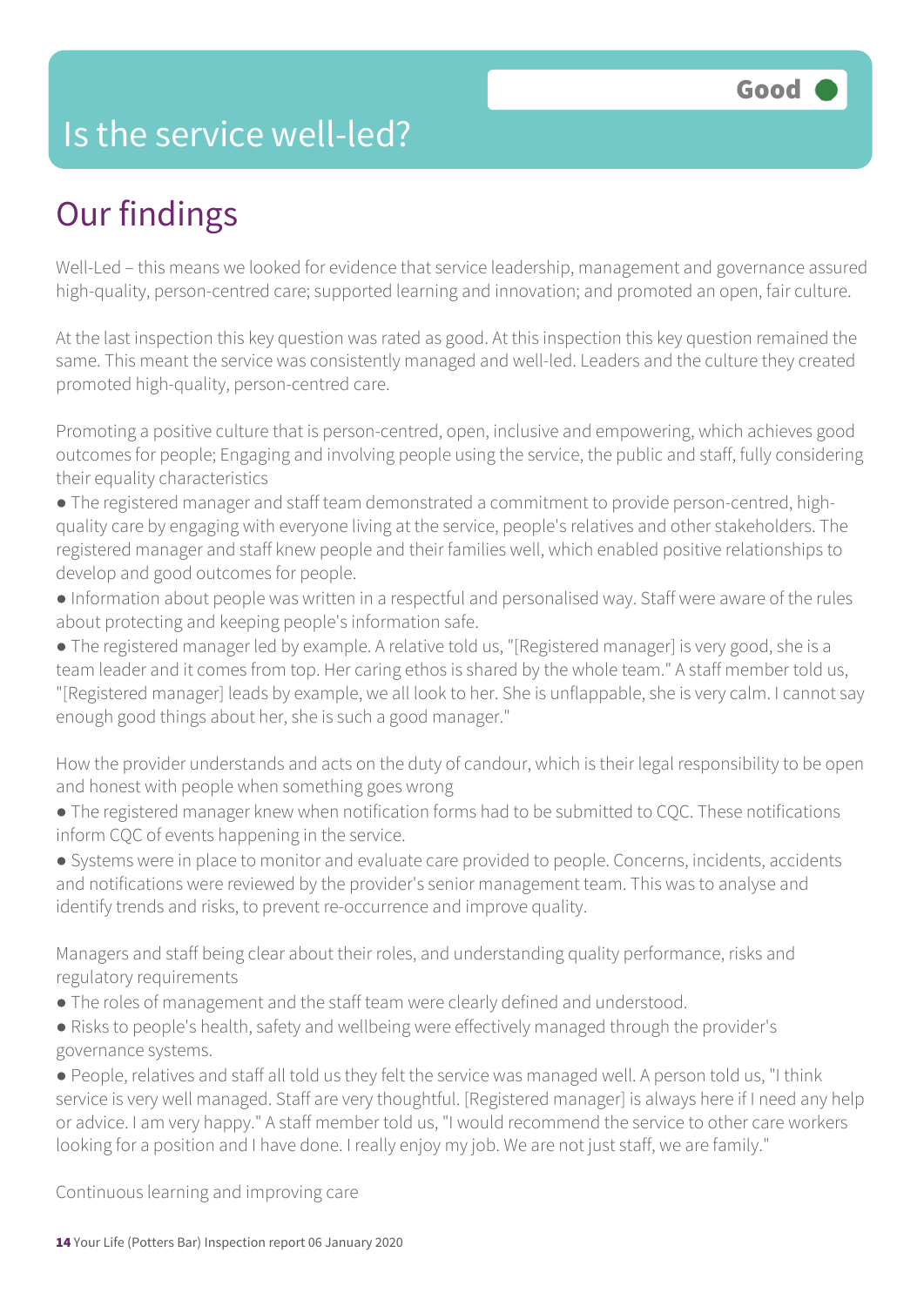# Is the service well-led?

**Good**

## Our findings

Well-Led – this means we looked for evidence that service leadership, management and governance assured high-quality, person-centred care; supported learning and innovation; and promoted an open, fair culture.

At the last inspection this key question was rated as good. At this inspection this key question remained the same. This meant the service was consistently managed and well-led. Leaders and the culture they created promoted high-quality, person-centred care.

Promoting a positive culture that is person-centred, open, inclusive and empowering, which achieves good outcomes for people; Engaging and involving people using the service, the public and staff, fully considering their equality characteristics

- The registered manager and staff team demonstrated a commitment to provide person-centred, high-quality care by engaging with everyone living at the service, people's relatives and other stakeholders. The registered manager and staff knew people and their families well, which enabled positive relationships to develop and good outcomes for people.
- Information about people was written in a respectful and personalised way. Staff were aware of the rules about protecting and keeping people's information safe.
- The registered manager led by example. A relative told us, "[Registered manager] is very good, she is a team leader and it comes from top. Her caring ethos is shared by the whole team." A staff member told us, "[Registered manager] leads by example, we all look to her. She is unflappable, she is very calm. I cannot say enough good things about her, she is such a good manager."

How the provider understands and acts on the duty of candour, which is their legal responsibility to be open and honest with people when something goes wrong

- The registered manager knew when notification forms had to be submitted to CQC. These notifications inform CQC of events happening in the service.
- Systems were in place to monitor and evaluate care provided to people. Concerns, incidents, accidents and notifications were reviewed by the provider's senior management team. This was to analyse and identify trends and risks, to prevent re-occurrence and improve quality.

Managers and staff being clear about their roles, and understanding quality performance, risks and regulatory requirements

- The roles of management and the staff team were clearly defined and understood.
- Risks to people's health, safety and wellbeing were effectively managed through the provider's governance systems.
- People, relatives and staff all told us they felt the service was managed well. A person told us, "I think service is very well managed. Staff are very thoughtful. [Registered manager] is always here if I need any help or advice. I am very happy." A staff member told us, "I would recommend the service to other care workers looking for a position and I have done. I really enjoy my job. We are not just staff, we are family."

Continuous learning and improving care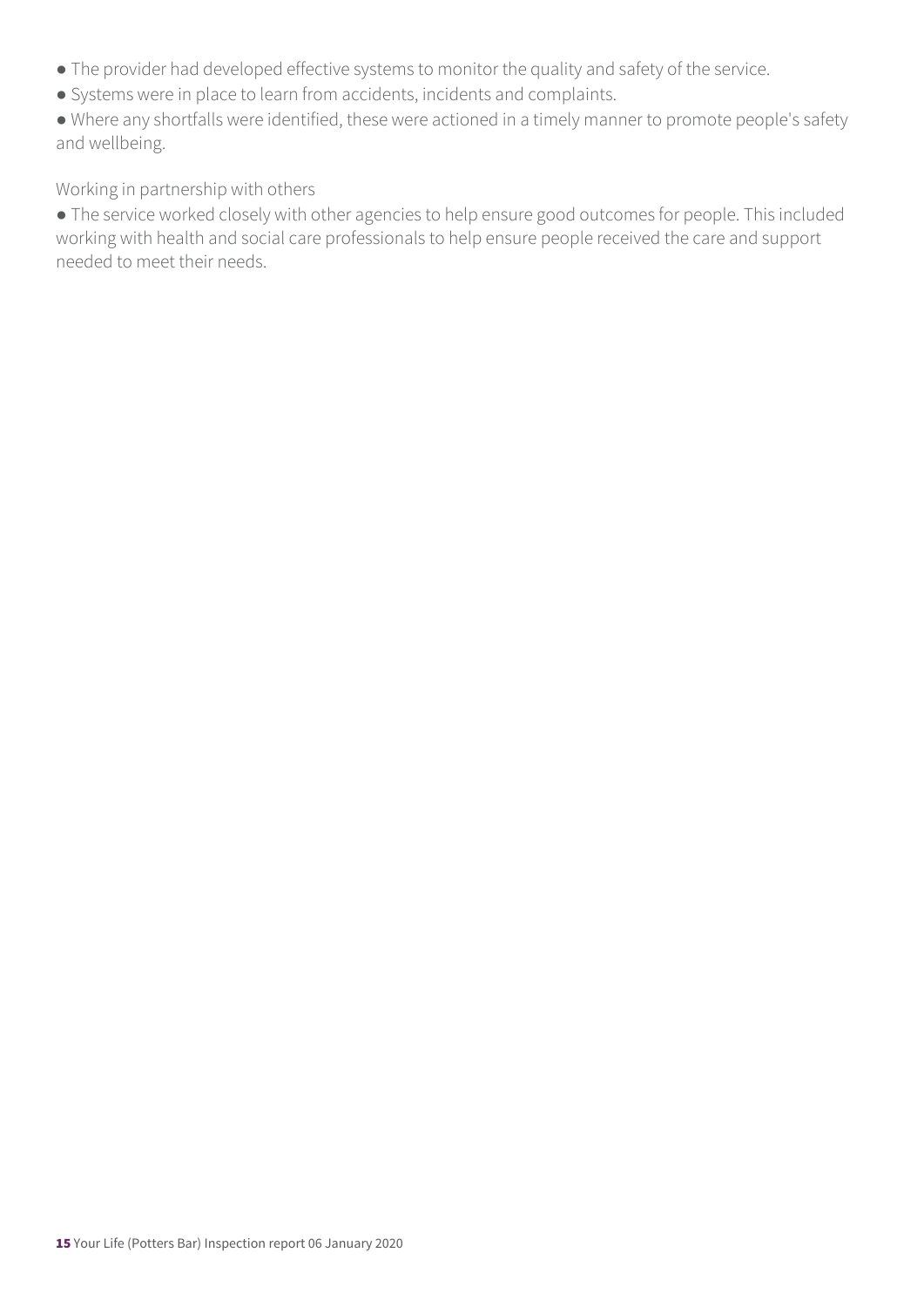- The provider had developed effective systems to monitor the quality and safety of the service.
- Systems were in place to learn from accidents, incidents and complaints.
- Where any shortfalls were identified, these were actioned in a timely manner to promote people's safety and wellbeing.

Working in partnership with others

- The service worked closely with other agencies to help ensure good outcomes for people. This included working with health and social care professionals to help ensure people received the care and support needed to meet their needs.